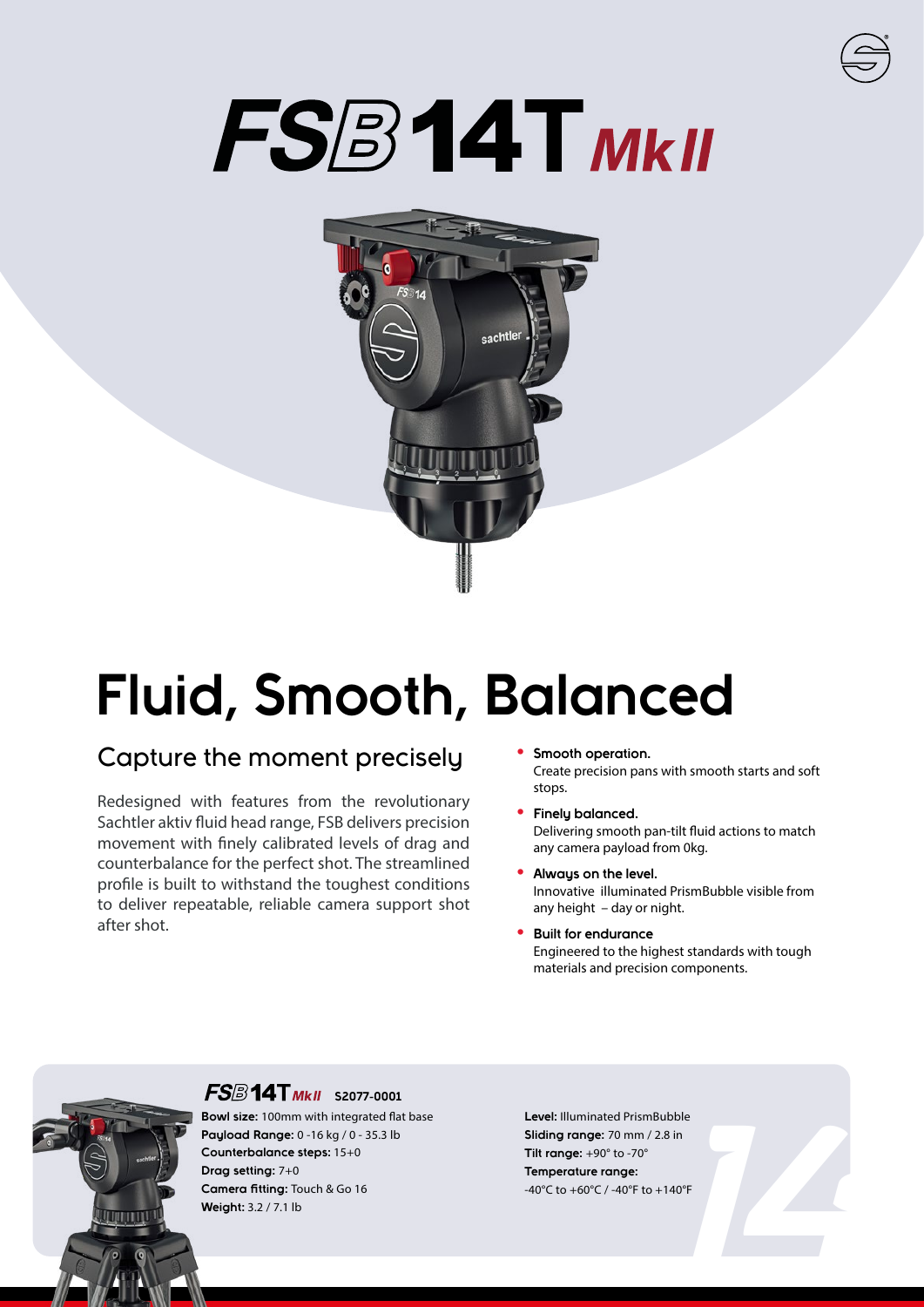# FSB 14T MkII

# Fluid, Smooth, Balanced

## Capture the moment precisely

Redesigned with features from the revolutionary Sachtler aktiv fluid head range, FSB delivers precision movement with finely calibrated levels of drag and counterbalance for the perfect shot. The streamlined profile is built to withstand the toughest conditions to deliver repeatable, reliable camera support shot after shot.

- **Smooth operation.**
  Create precision pans with smooth starts and soft stops.
- **Finely balanced.**
  Delivering smooth pan-tilt fluid actions to match any camera payload from 0kg.
- **Always on the level.**
  Innovative illuminated PrismBubble visible from any height – day or night.
- **Built for endurance**
  Engineered to the highest standards with tough materials and precision components.

### FSB 14T MkII S2077-0001

**Bowl size:** 100mm with integrated flat base
**Payload Range:** 0 -16 kg / 0 - 35.3 lb
**Counterbalance steps:** 15+0
**Drag setting:** 7+0
**Camera fitting:** Touch & Go 16
**Weight:** 3.2 / 7.1 lb

**Level:** Illuminated PrismBubble
**Sliding range:** 70 mm / 2.8 in
**Tilt range:** +90° to -70°
**Temperature range:**
-40°C to +60°C / -40°F to +140°F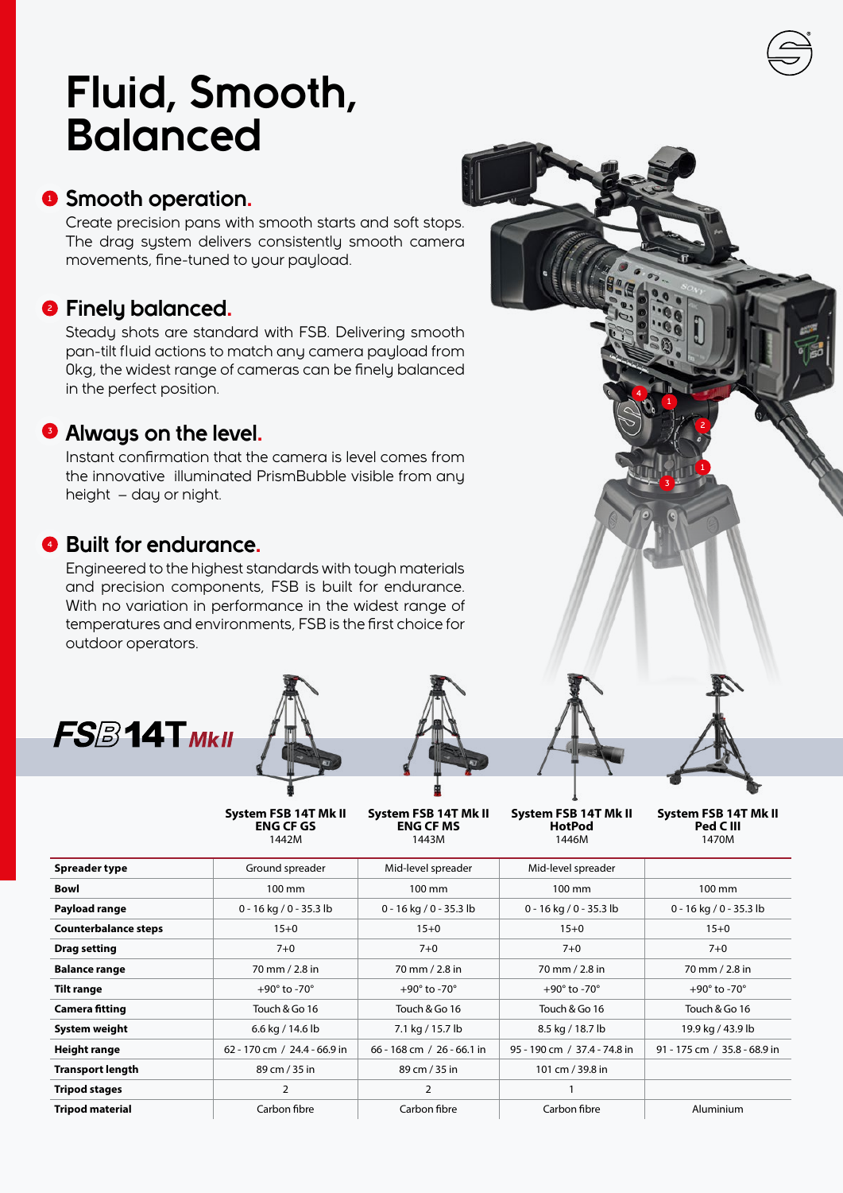# Fluid, Smooth, Balanced

## 1 Smooth operation.

Create precision pans with smooth starts and soft stops. The drag system delivers consistently smooth camera movements, fine-tuned to your payload.

## 2 Finely balanced.

Steady shots are standard with FSB. Delivering smooth pan-tilt fluid actions to match any camera payload from 0kg, the widest range of cameras can be finely balanced in the perfect position.

## 3 Always on the level.

Instant confirmation that the camera is level comes from the innovative illuminated PrismBubble visible from any height – day or night.

## 4 Built for endurance.

Engineered to the highest standards with tough materials and precision components, FSB is built for endurance. With no variation in performance in the widest range of temperatures and environments, FSB is the first choice for outdoor operators.

## FSB 14T MkII

| | System FSB 14T Mk II ENG CF GS 1442M | System FSB 14T Mk II ENG CF MS 1443M | System FSB 14T Mk II HotPod 1446M | System FSB 14T Mk II Ped C III 1470M |
|---|---|---|---|---|
| **Spreader type** | Ground spreader | Mid-level spreader | Mid-level spreader | |
| **Bowl** | 100 mm | 100 mm | 100 mm | 100 mm |
| **Payload range** | 0 - 16 kg / 0 - 35.3 lb | 0 - 16 kg / 0 - 35.3 lb | 0 - 16 kg / 0 - 35.3 lb | 0 - 16 kg / 0 - 35.3 lb |
| **Counterbalance steps** | 15+0 | 15+0 | 15+0 | 15+0 |
| **Drag setting** | 7+0 | 7+0 | 7+0 | 7+0 |
| **Balance range** | 70 mm / 2.8 in | 70 mm / 2.8 in | 70 mm / 2.8 in | 70 mm / 2.8 in |
| **Tilt range** | +90° to -70° | +90° to -70° | +90° to -70° | +90° to -70° |
| **Camera fitting** | Touch & Go 16 | Touch & Go 16 | Touch & Go 16 | Touch & Go 16 |
| **System weight** | 6.6 kg / 14.6 lb | 7.1 kg / 15.7 lb | 8.5 kg / 18.7 lb | 19.9 kg / 43.9 lb |
| **Height range** | 62 - 170 cm / 24.4 - 66.9 in | 66 - 168 cm / 26 - 66.1 in | 95 - 190 cm / 37.4 - 74.8 in | 91 - 175 cm / 35.8 - 68.9 in |
| **Transport length** | 89 cm / 35 in | 89 cm / 35 in | 101 cm / 39.8 in | |
| **Tripod stages** | 2 | 2 | 1 | |
| **Tripod material** | Carbon fibre | Carbon fibre | Carbon fibre | Aluminium |